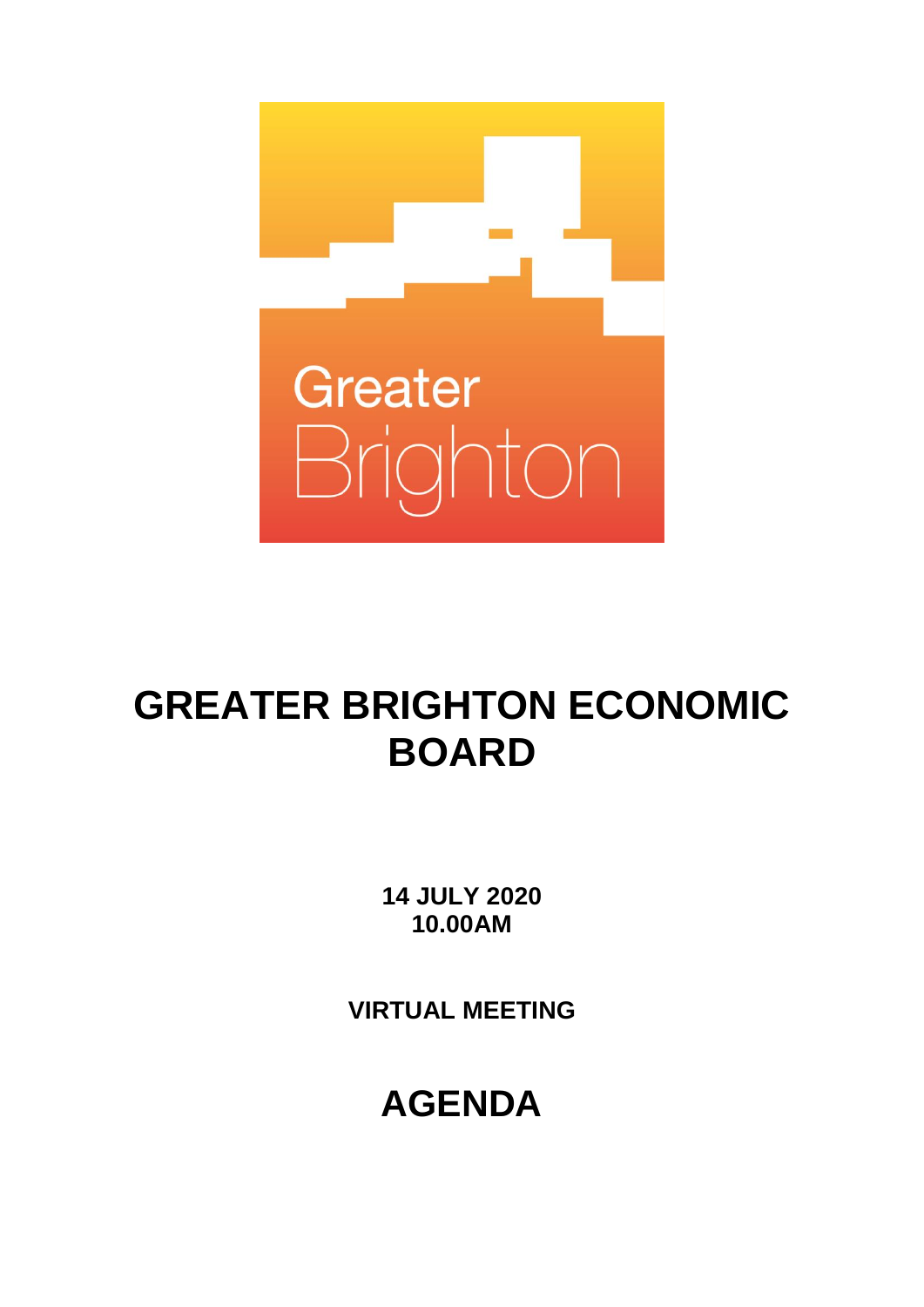Greater Brighton

# GREATER BRIGHTON ECONOMIC BOARD

**14 JULY 2020**
**10.00AM**

**VIRTUAL MEETING**

# AGENDA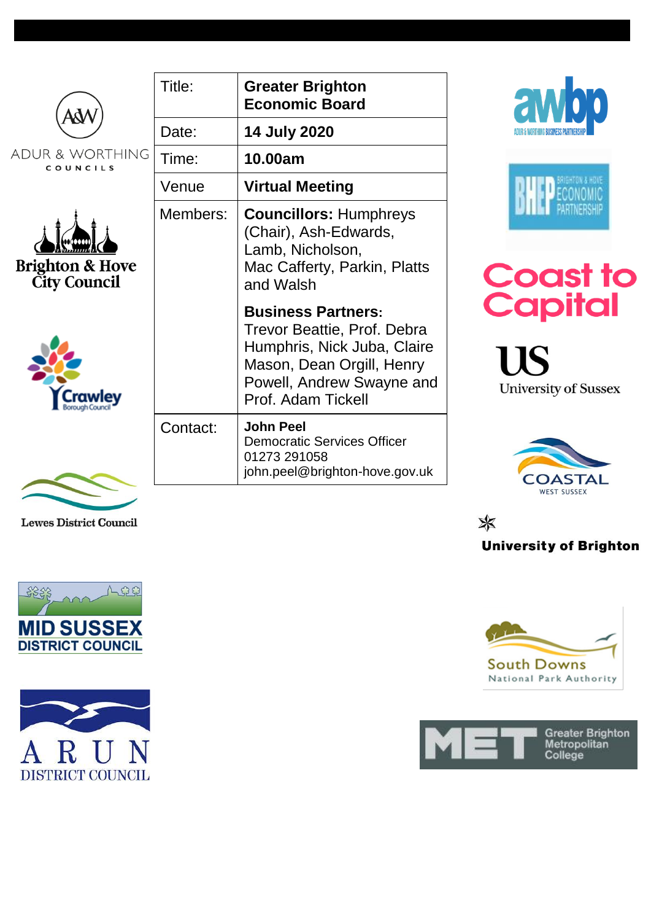| | |
|---|---|
| Title: | **Greater Brighton Economic Board** |
| Date: | **14 July 2020** |
| Time: | **10.00am** |
| Venue | **Virtual Meeting** |
| Members: | **Councillors:** Humphreys (Chair), Ash-Edwards, Lamb, Nicholson, Mac Cafferty, Parkin, Platts and Walsh<br><br>**Business Partners:** Trevor Beattie, Prof. Debra Humphris, Nick Juba, Claire Mason, Dean Orgill, Henry Powell, Andrew Swayne and Prof. Adam Tickell |
| Contact: | **John Peel**<br>Democratic Services Officer<br>01273 291058<br>john.peel@brighton-hove.gov.uk |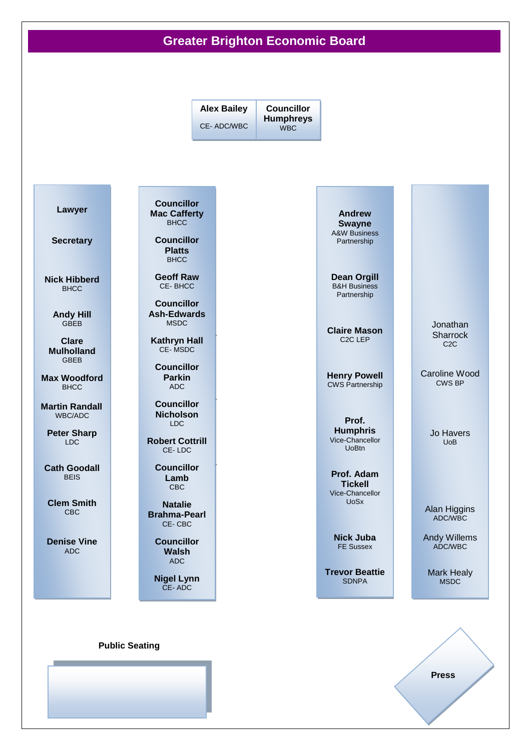# Greater Brighton Economic Board

**Alex Bailey**
CE- ADC/WBC

**Councillor Humphreys**
WBC

**Lawyer**

**Secretary**

**Nick Hibberd**
BHCC

**Andy Hill**
GBEB

**Clare Mulholland**
GBEB

**Max Woodford**
BHCC

**Martin Randall**
WBC/ADC

**Peter Sharp**
LDC

**Cath Goodall**
BEIS

**Clem Smith**
CBC

**Denise Vine**
ADC

**Councillor Mac Cafferty**
BHCC

**Councillor Platts**
BHCC

**Geoff Raw**
CE- BHCC

**Councillor Ash-Edwards**
MSDC

**Kathryn Hall**
CE- MSDC

**Councillor Parkin**
ADC

**Councillor Nicholson**
LDC

**Robert Cottrill**
CE- LDC

**Councillor Lamb**
CBC

**Natalie Brahma-Pearl**
CE- CBC

**Councillor Walsh**
ADC

**Nigel Lynn**
CE- ADC

**Andrew Swayne**
A&W Business Partnership

**Dean Orgill**
B&H Business Partnership

**Claire Mason**
C2C LEP

**Henry Powell**
CWS Partnership

**Prof. Humphris**
Vice-Chancellor UoBtn

**Prof. Adam Tickell**
Vice-Chancellor UoSx

**Nick Juba**
FE Sussex

**Trevor Beattie**
SDNPA

Jonathan Sharrock
C2C

Caroline Wood
CWS BP

Jo Havers
UoB

Alan Higgins
ADC/WBC

Andy Willems
ADC/WBC

Mark Healy
MSDC

**Public Seating**

**Press**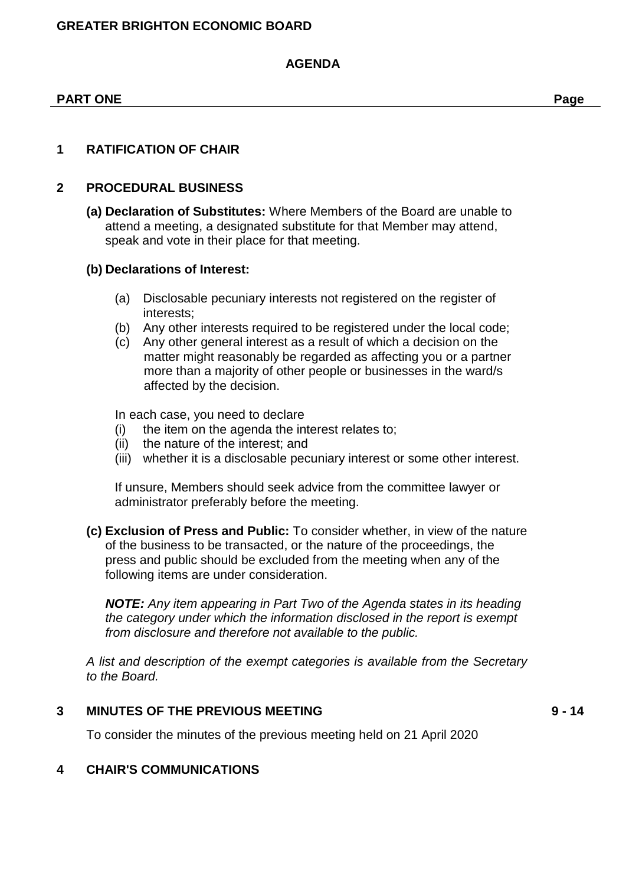# GREATER BRIGHTON ECONOMIC BOARD

## AGENDA

**PART ONE** **Page**

### 1 RATIFICATION OF CHAIR

### 2 PROCEDURAL BUSINESS

**(a) Declaration of Substitutes:** Where Members of the Board are unable to attend a meeting, a designated substitute for that Member may attend, speak and vote in their place for that meeting.

**(b) Declarations of Interest:**

(a) Disclosable pecuniary interests not registered on the register of interests;
(b) Any other interests required to be registered under the local code;
(c) Any other general interest as a result of which a decision on the matter might reasonably be regarded as affecting you or a partner more than a majority of other people or businesses in the ward/s affected by the decision.

In each case, you need to declare
(i) the item on the agenda the interest relates to;
(ii) the nature of the interest; and
(iii) whether it is a disclosable pecuniary interest or some other interest.

If unsure, Members should seek advice from the committee lawyer or administrator preferably before the meeting.

**(c) Exclusion of Press and Public:** To consider whether, in view of the nature of the business to be transacted, or the nature of the proceedings, the press and public should be excluded from the meeting when any of the following items are under consideration.

***NOTE:*** *Any item appearing in Part Two of the Agenda states in its heading the category under which the information disclosed in the report is exempt from disclosure and therefore not available to the public.*

*A list and description of the exempt categories is available from the Secretary to the Board.*

### 3 MINUTES OF THE PREVIOUS MEETING — 9 - 14

To consider the minutes of the previous meeting held on 21 April 2020

### 4 CHAIR'S COMMUNICATIONS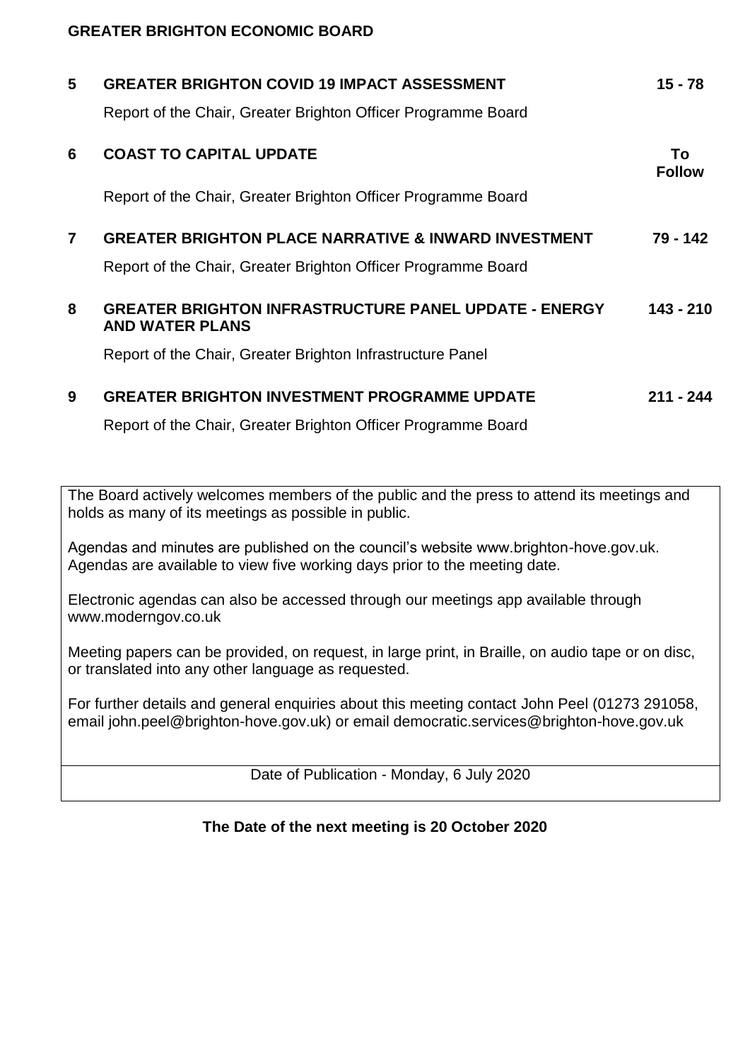**GREATER BRIGHTON ECONOMIC BOARD**

| | | |
|---|---|---|
| **5** | **GREATER BRIGHTON COVID 19 IMPACT ASSESSMENT** | **15 - 78** |
| | Report of the Chair, Greater Brighton Officer Programme Board | |
| **6** | **COAST TO CAPITAL UPDATE** | **To Follow** |
| | Report of the Chair, Greater Brighton Officer Programme Board | |
| **7** | **GREATER BRIGHTON PLACE NARRATIVE & INWARD INVESTMENT** | **79 - 142** |
| | Report of the Chair, Greater Brighton Officer Programme Board | |
| **8** | **GREATER BRIGHTON INFRASTRUCTURE PANEL UPDATE - ENERGY AND WATER PLANS** | **143 - 210** |
| | Report of the Chair, Greater Brighton Infrastructure Panel | |
| **9** | **GREATER BRIGHTON INVESTMENT PROGRAMME UPDATE** | **211 - 244** |
| | Report of the Chair, Greater Brighton Officer Programme Board | |

The Board actively welcomes members of the public and the press to attend its meetings and holds as many of its meetings as possible in public.

Agendas and minutes are published on the council's website www.brighton-hove.gov.uk. Agendas are available to view five working days prior to the meeting date.

Electronic agendas can also be accessed through our meetings app available through www.moderngov.co.uk

Meeting papers can be provided, on request, in large print, in Braille, on audio tape or on disc, or translated into any other language as requested.

For further details and general enquiries about this meeting contact John Peel (01273 291058, email john.peel@brighton-hove.gov.uk) or email democratic.services@brighton-hove.gov.uk

Date of Publication - Monday, 6 July 2020

**The Date of the next meeting is 20 October 2020**